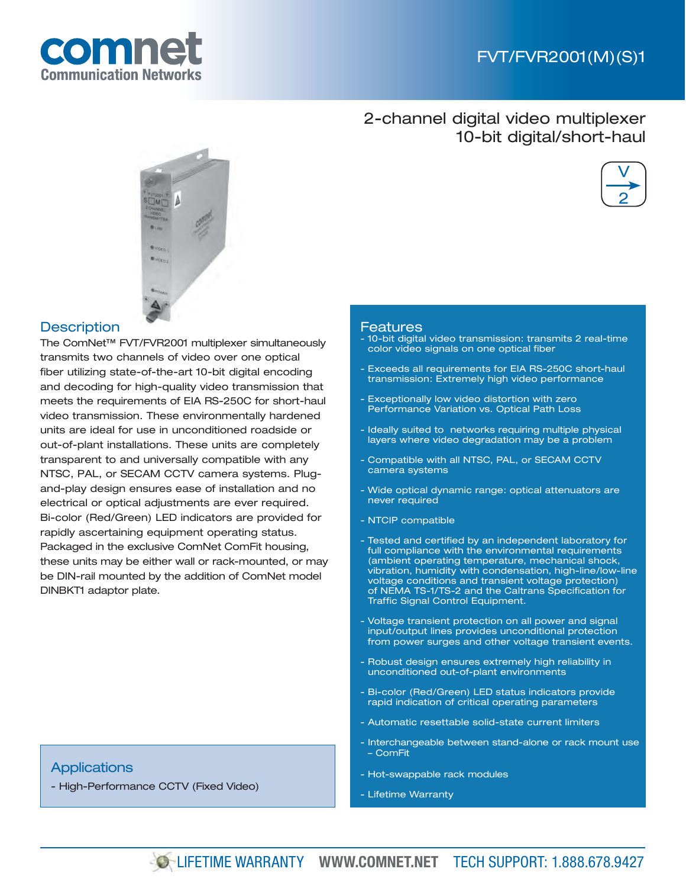# FVT/FVR2001(M)(S)1

## 2-channel digital video multiplexer
## 10-bit digital/short-haul

## Description

The ComNet™ FVT/FVR2001 multiplexer simultaneously transmits two channels of video over one optical fiber utilizing state-of-the-art 10-bit digital encoding and decoding for high-quality video transmission that meets the requirements of EIA RS-250C for short-haul video transmission. These environmentally hardened units are ideal for use in unconditioned roadside or out-of-plant installations. These units are completely transparent to and universally compatible with any NTSC, PAL, or SECAM CCTV camera systems. Plug-and-play design ensures ease of installation and no electrical or optical adjustments are ever required. Bi-color (Red/Green) LED indicators are provided for rapidly ascertaining equipment operating status. Packaged in the exclusive ComNet ComFit housing, these units may be either wall or rack-mounted, or may be DIN-rail mounted by the addition of ComNet model DINBKT1 adaptor plate.

## Applications

- High-Performance CCTV (Fixed Video)

## Features

- 10-bit digital video transmission: transmits 2 real-time color video signals on one optical fiber
- Exceeds all requirements for EIA RS-250C short-haul transmission: Extremely high video performance
- Exceptionally low video distortion with zero Performance Variation vs. Optical Path Loss
- Ideally suited to networks requiring multiple physical layers where video degradation may be a problem
- Compatible with all NTSC, PAL, or SECAM CCTV camera systems
- Wide optical dynamic range: optical attenuators are never required
- NTCIP compatible
- Tested and certified by an independent laboratory for full compliance with the environmental requirements (ambient operating temperature, mechanical shock, vibration, humidity with condensation, high-line/low-line voltage conditions and transient voltage protection) of NEMA TS-1/TS-2 and the Caltrans Specification for Traffic Signal Control Equipment.
- Voltage transient protection on all power and signal input/output lines provides unconditional protection from power surges and other voltage transient events.
- Robust design ensures extremely high reliability in unconditioned out-of-plant environments
- Bi-color (Red/Green) LED status indicators provide rapid indication of critical operating parameters
- Automatic resettable solid-state current limiters
- Interchangeable between stand-alone or rack mount use – ComFit
- Hot-swappable rack modules
- Lifetime Warranty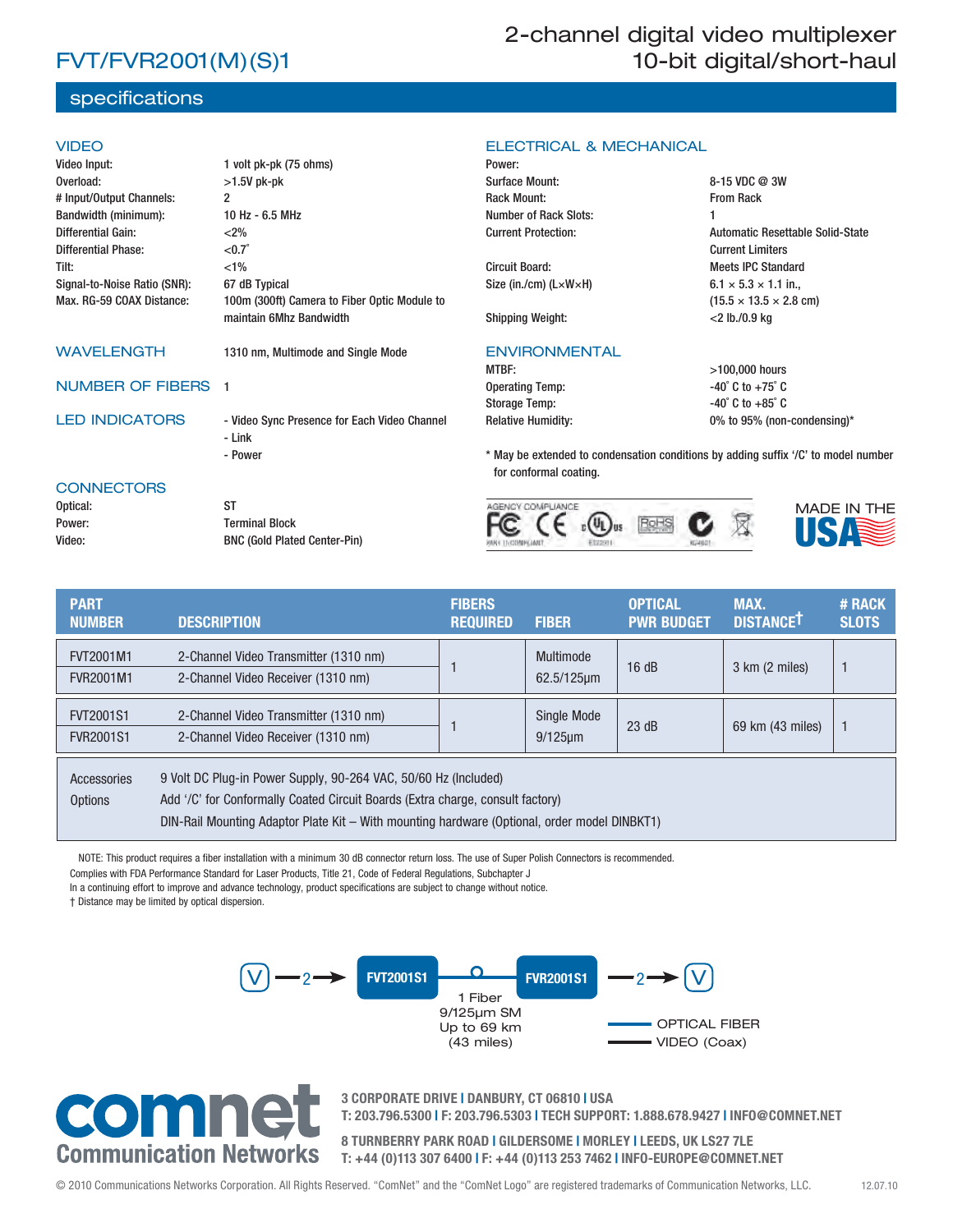# FVT/FVR2001(M)(S)1

## 2-channel digital video multiplexer 10-bit digital/short-haul

## specifications

### VIDEO

| | |
|---|---|
| Video Input: | 1 volt pk-pk (75 ohms) |
| Overload: | >1.5V pk-pk |
| # Input/Output Channels: | 2 |
| Bandwidth (minimum): | 10 Hz - 6.5 MHz |
| Differential Gain: | <2% |
| Differential Phase: | <0.7˚ |
| Tilt: | <1% |
| Signal-to-Noise Ratio (SNR): | 67 dB Typical |
| Max. RG-59 COAX Distance: | 100m (300ft) Camera to Fiber Optic Module to maintain 6Mhz Bandwidth |

### WAVELENGTH

1310 nm, Multimode and Single Mode

### NUMBER OF FIBERS

1

### LED INDICATORS

- Video Sync Presence for Each Video Channel
- Link
- Power

### CONNECTORS

| | |
|---|---|
| Optical: | ST |
| Power: | Terminal Block |
| Video: | BNC (Gold Plated Center-Pin) |

### ELECTRICAL & MECHANICAL

| | |
|---|---|
| Power: | |
| Surface Mount: | 8-15 VDC @ 3W |
| Rack Mount: | From Rack |
| Number of Rack Slots: | 1 |
| Current Protection: | Automatic Resettable Solid-State Current Limiters |
| Circuit Board: | Meets IPC Standard |
| Size (in./cm) (L×W×H) | 6.1 × 5.3 × 1.1 in., (15.5 × 13.5 × 2.8 cm) |
| Shipping Weight: | <2 lb./0.9 kg |

### ENVIRONMENTAL

| | |
|---|---|
| MTBF: | >100,000 hours |
| Operating Temp: | -40˚ C to +75˚ C |
| Storage Temp: | -40˚ C to +85˚ C |
| Relative Humidity: | 0% to 95% (non-condensing)* |

* May be extended to condensation conditions by adding suffix '/C' to model number for conformal coating.

AGENCY COMPLIANCE

MADE IN THE USA

| PART NUMBER | DESCRIPTION | FIBERS REQUIRED | FIBER | OPTICAL PWR BUDGET | MAX. DISTANCE† | # RACK SLOTS |
|---|---|---|---|---|---|---|
| FVT2001M1 | 2-Channel Video Transmitter (1310 nm) | 1 | Multimode 62.5/125µm | 16 dB | 3 km (2 miles) | 1 |
| FVR2001M1 | 2-Channel Video Receiver (1310 nm) | | | | | |
| FVT2001S1 | 2-Channel Video Transmitter (1310 nm) | 1 | Single Mode 9/125µm | 23 dB | 69 km (43 miles) | 1 |
| FVR2001S1 | 2-Channel Video Receiver (1310 nm) | | | | | |

| | |
|---|---|
| Accessories | 9 Volt DC Plug-in Power Supply, 90-264 VAC, 50/60 Hz (Included) |
| Options | Add '/C' for Conformally Coated Circuit Boards (Extra charge, consult factory) |
| | DIN-Rail Mounting Adaptor Plate Kit – With mounting hardware (Optional, order model DINBKT1) |

NOTE: This product requires a fiber installation with a minimum 30 dB connector return loss. The use of Super Polish Connectors is recommended.
Complies with FDA Performance Standard for Laser Products, Title 21, Code of Federal Regulations, Subchapter J
In a continuing effort to improve and advance technology, product specifications are subject to change without notice.
† Distance may be limited by optical dispersion.

V — 2 → FVT2001S1 — FVR2001S1 — 2 → V

1 Fiber
9/125µm SM
Up to 69 km
(43 miles)

OPTICAL FIBER
VIDEO (Coax)

comnet Communication Networks

3 CORPORATE DRIVE | DANBURY, CT 06810 | USA
T: 203.796.5300 | F: 203.796.5303 | TECH SUPPORT: 1.888.678.9427 | INFO@COMNET.NET

8 TURNBERRY PARK ROAD | GILDERSOME | MORLEY | LEEDS, UK LS27 7LE
T: +44 (0)113 307 6400 | F: +44 (0)113 253 7462 | INFO-EUROPE@COMNET.NET

© 2010 Communications Networks Corporation. All Rights Reserved. "ComNet" and the "ComNet Logo" are registered trademarks of Communication Networks, LLC. 12.07.10